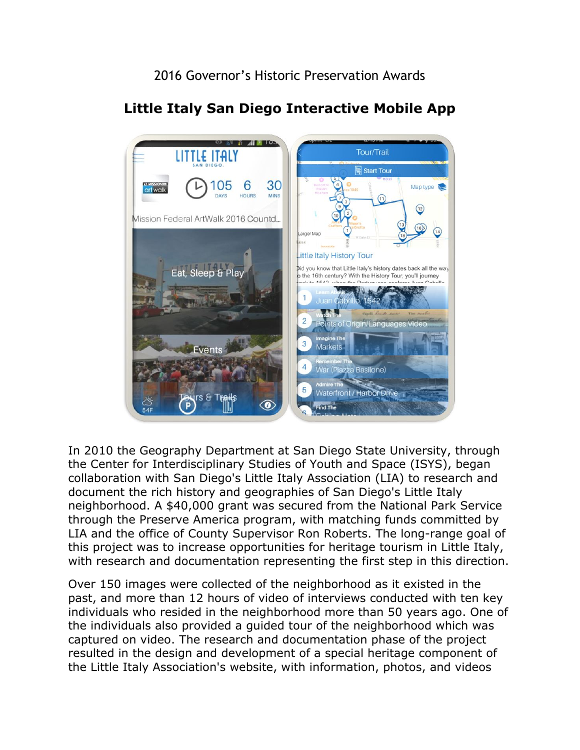2016 Governor's Historic Preservation Awards

# Little Italy San Diego Interactive Mobile App

In 2010 the Geography Department at San Diego State University, through the Center for Interdisciplinary Studies of Youth and Space (ISYS), began collaboration with San Diego's Little Italy Association (LIA) to research and document the rich history and geographies of San Diego's Little Italy neighborhood. A $40,000 grant was secured from the National Park Service through the Preserve America program, with matching funds committed by LIA and the office of County Supervisor Ron Roberts. The long-range goal of this project was to increase opportunities for heritage tourism in Little Italy, with research and documentation representing the first step in this direction.

Over 150 images were collected of the neighborhood as it existed in the past, and more than 12 hours of video of interviews conducted with ten key individuals who resided in the neighborhood more than 50 years ago. One of the individuals also provided a guided tour of the neighborhood which was captured on video. The research and documentation phase of the project resulted in the design and development of a special heritage component of the Little Italy Association's website, with information, photos, and videos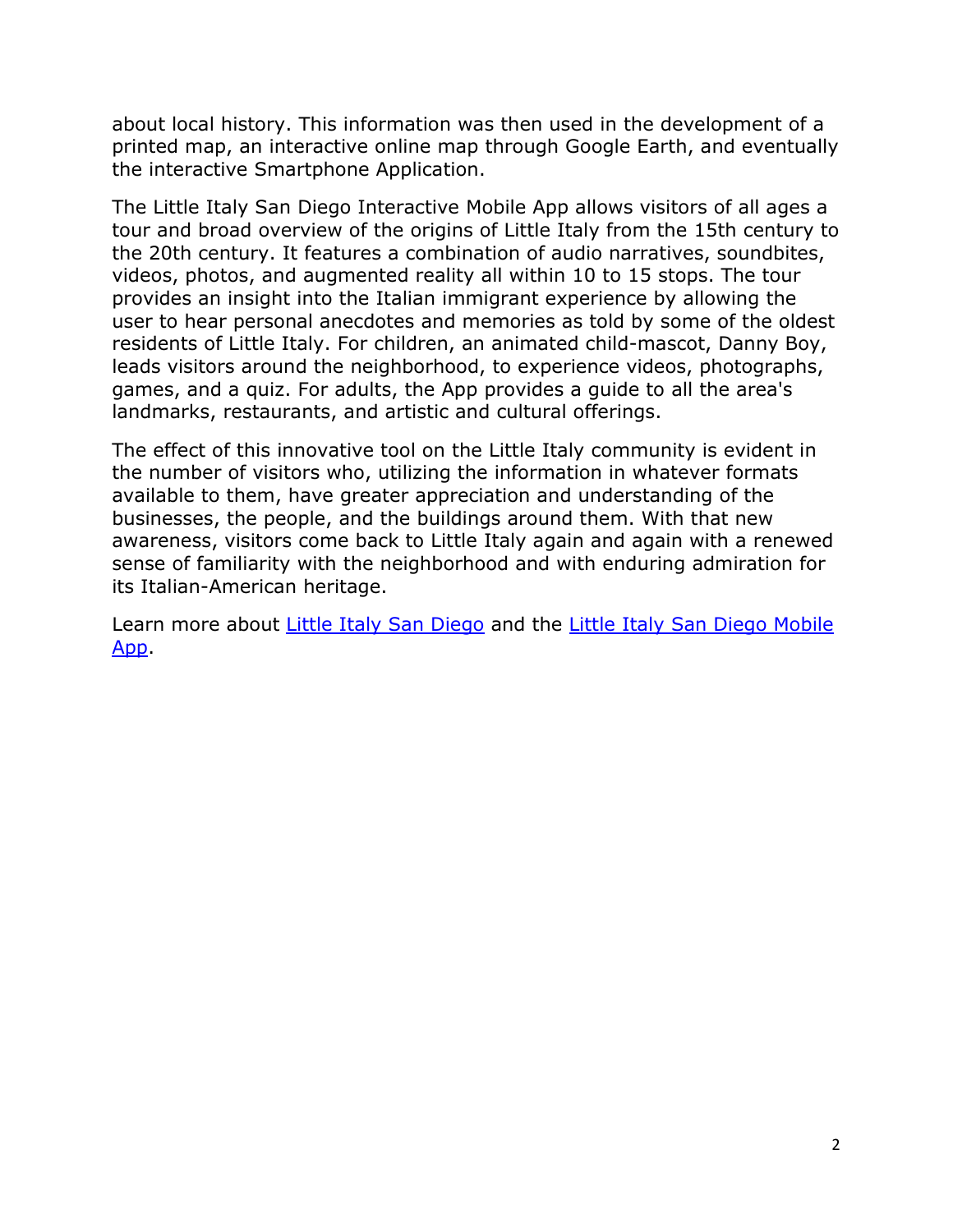about local history. This information was then used in the development of a printed map, an interactive online map through Google Earth, and eventually the interactive Smartphone Application.

The Little Italy San Diego Interactive Mobile App allows visitors of all ages a tour and broad overview of the origins of Little Italy from the 15th century to the 20th century. It features a combination of audio narratives, soundbites, videos, photos, and augmented reality all within 10 to 15 stops. The tour provides an insight into the Italian immigrant experience by allowing the user to hear personal anecdotes and memories as told by some of the oldest residents of Little Italy. For children, an animated child-mascot, Danny Boy, leads visitors around the neighborhood, to experience videos, photographs, games, and a quiz. For adults, the App provides a guide to all the area's landmarks, restaurants, and artistic and cultural offerings.

The effect of this innovative tool on the Little Italy community is evident in the number of visitors who, utilizing the information in whatever formats available to them, have greater appreciation and understanding of the businesses, the people, and the buildings around them. With that new awareness, visitors come back to Little Italy again and again with a renewed sense of familiarity with the neighborhood and with enduring admiration for its Italian-American heritage.

Learn more about Little Italy San Diego and the Little Italy San Diego Mobile App.